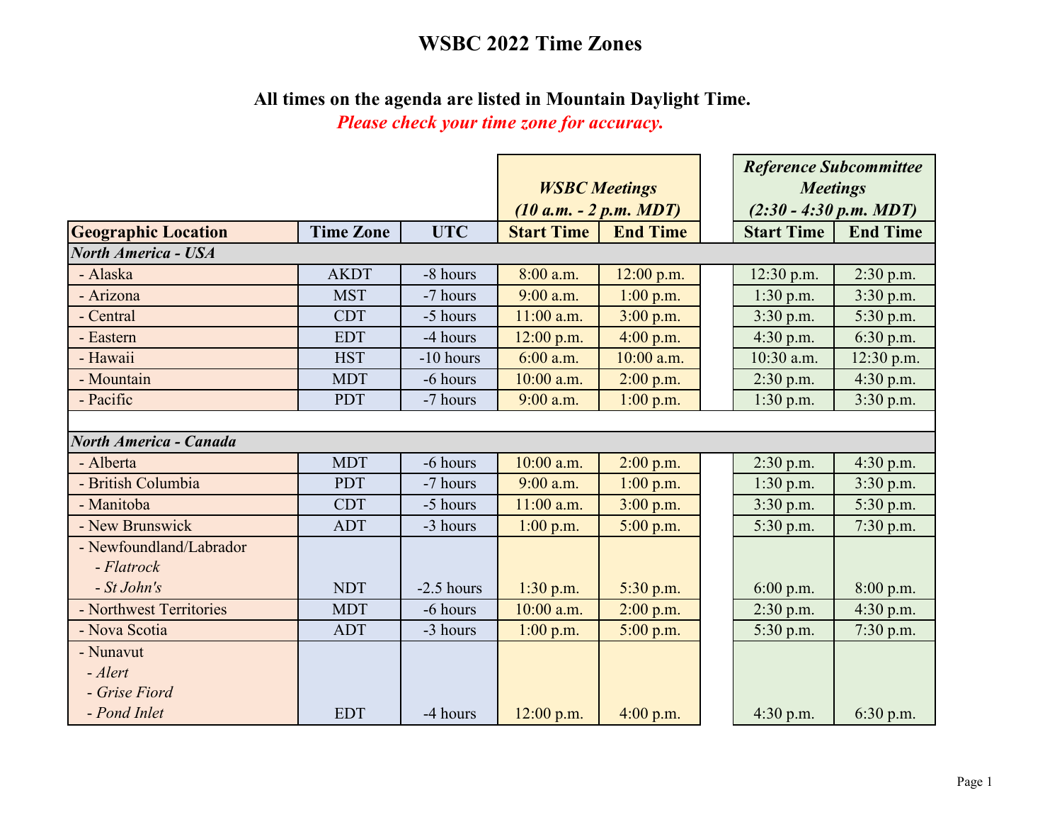# WSBC 2022 Time Zones

**All times on the agenda are listed in Mountain Daylight Time.**

***Please check your time zone for accuracy.***

| | | | ***WSBC Meetings (10 a.m. - 2 p.m. MDT)*** | | ***Reference Subcommittee Meetings (2:30 - 4:30 p.m. MDT)*** | |
|---|---|---|---|---|---|---|
| **Geographic Location** | **Time Zone** | **UTC** | **Start Time** | **End Time** | **Start Time** | **End Time** |
| ***North America - USA*** | | | | | | |
| - Alaska | AKDT | -8 hours | 8:00 a.m. | 12:00 p.m. | 12:30 p.m. | 2:30 p.m. |
| - Arizona | MST | -7 hours | 9:00 a.m. | 1:00 p.m. | 1:30 p.m. | 3:30 p.m. |
| - Central | CDT | -5 hours | 11:00 a.m. | 3:00 p.m. | 3:30 p.m. | 5:30 p.m. |
| - Eastern | EDT | -4 hours | 12:00 p.m. | 4:00 p.m. | 4:30 p.m. | 6:30 p.m. |
| - Hawaii | HST | -10 hours | 6:00 a.m. | 10:00 a.m. | 10:30 a.m. | 12:30 p.m. |
| - Mountain | MDT | -6 hours | 10:00 a.m. | 2:00 p.m. | 2:30 p.m. | 4:30 p.m. |
| - Pacific | PDT | -7 hours | 9:00 a.m. | 1:00 p.m. | 1:30 p.m. | 3:30 p.m. |
| | | | | | | |
| ***North America - Canada*** | | | | | | |
| - Alberta | MDT | -6 hours | 10:00 a.m. | 2:00 p.m. | 2:30 p.m. | 4:30 p.m. |
| - British Columbia | PDT | -7 hours | 9:00 a.m. | 1:00 p.m. | 1:30 p.m. | 3:30 p.m. |
| - Manitoba | CDT | -5 hours | 11:00 a.m. | 3:00 p.m. | 3:30 p.m. | 5:30 p.m. |
| - New Brunswick | ADT | -3 hours | 1:00 p.m. | 5:00 p.m. | 5:30 p.m. | 7:30 p.m. |
| - Newfoundland/Labrador<br>- *Flatrock*<br>- *St John's* | NDT | -2.5 hours | 1:30 p.m. | 5:30 p.m. | 6:00 p.m. | 8:00 p.m. |
| - Northwest Territories | MDT | -6 hours | 10:00 a.m. | 2:00 p.m. | 2:30 p.m. | 4:30 p.m. |
| - Nova Scotia | ADT | -3 hours | 1:00 p.m. | 5:00 p.m. | 5:30 p.m. | 7:30 p.m. |
| - Nunavut<br>- *Alert*<br>- *Grise Fiord*<br>- *Pond Inlet* | EDT | -4 hours | 12:00 p.m. | 4:00 p.m. | 4:30 p.m. | 6:30 p.m. |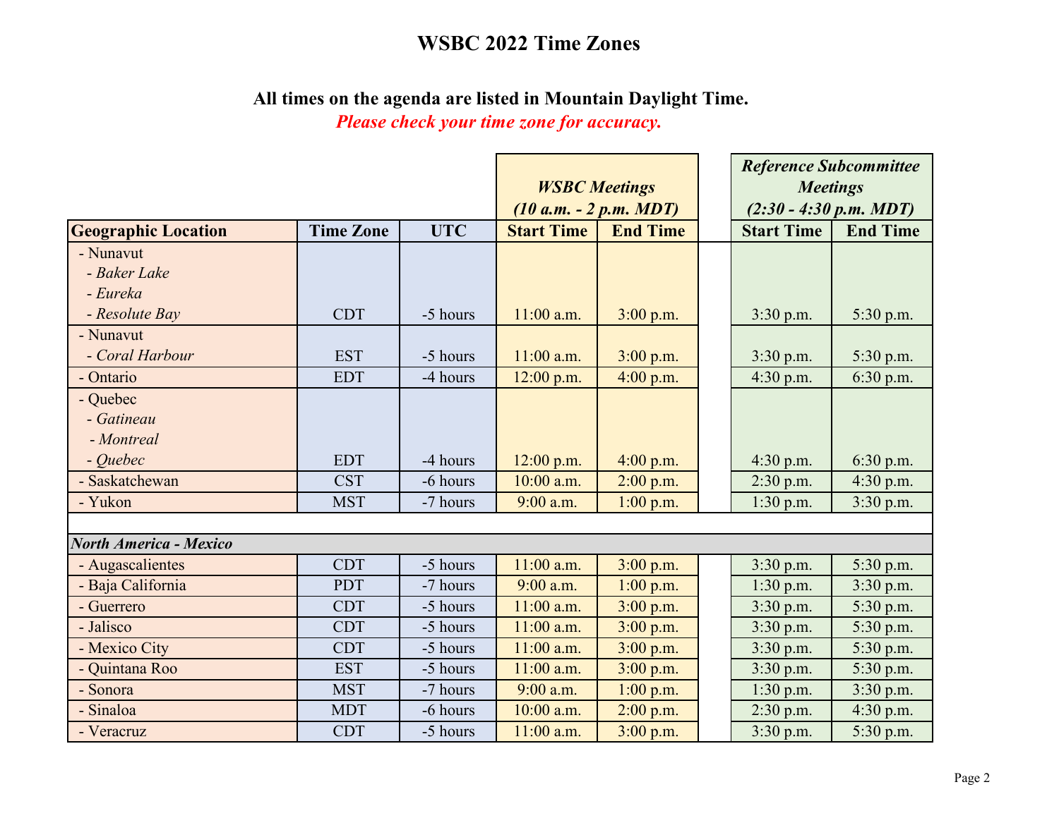# WSBC 2022 Time Zones

**All times on the agenda are listed in Mountain Daylight Time.**

***Please check your time zone for accuracy.***

| | | | ***WSBC Meetings (10 a.m. - 2 p.m. MDT)*** | | | ***Reference Subcommittee Meetings (2:30 - 4:30 p.m. MDT)*** | |
|---|---|---|---|---|---|---|---|
| **Geographic Location** | **Time Zone** | **UTC** | **Start Time** | **End Time** | | **Start Time** | **End Time** |
| - Nunavut<br>- *Baker Lake*<br>- *Eureka*<br>- *Resolute Bay* | CDT | -5 hours | 11:00 a.m. | 3:00 p.m. | | 3:30 p.m. | 5:30 p.m. |
| - Nunavut<br>- *Coral Harbour* | EST | -5 hours | 11:00 a.m. | 3:00 p.m. | | 3:30 p.m. | 5:30 p.m. |
| - Ontario | EDT | -4 hours | 12:00 p.m. | 4:00 p.m. | | 4:30 p.m. | 6:30 p.m. |
| - Quebec<br>- *Gatineau*<br>- *Montreal*<br>- *Quebec* | EDT | -4 hours | 12:00 p.m. | 4:00 p.m. | | 4:30 p.m. | 6:30 p.m. |
| - Saskatchewan | CST | -6 hours | 10:00 a.m. | 2:00 p.m. | | 2:30 p.m. | 4:30 p.m. |
| - Yukon | MST | -7 hours | 9:00 a.m. | 1:00 p.m. | | 1:30 p.m. | 3:30 p.m. |
| | | | | | | | |
| ***North America - Mexico*** | | | | | | | |
| - Augascalientes | CDT | -5 hours | 11:00 a.m. | 3:00 p.m. | | 3:30 p.m. | 5:30 p.m. |
| - Baja California | PDT | -7 hours | 9:00 a.m. | 1:00 p.m. | | 1:30 p.m. | 3:30 p.m. |
| - Guerrero | CDT | -5 hours | 11:00 a.m. | 3:00 p.m. | | 3:30 p.m. | 5:30 p.m. |
| - Jalisco | CDT | -5 hours | 11:00 a.m. | 3:00 p.m. | | 3:30 p.m. | 5:30 p.m. |
| - Mexico City | CDT | -5 hours | 11:00 a.m. | 3:00 p.m. | | 3:30 p.m. | 5:30 p.m. |
| - Quintana Roo | EST | -5 hours | 11:00 a.m. | 3:00 p.m. | | 3:30 p.m. | 5:30 p.m. |
| - Sonora | MST | -7 hours | 9:00 a.m. | 1:00 p.m. | | 1:30 p.m. | 3:30 p.m. |
| - Sinaloa | MDT | -6 hours | 10:00 a.m. | 2:00 p.m. | | 2:30 p.m. | 4:30 p.m. |
| - Veracruz | CDT | -5 hours | 11:00 a.m. | 3:00 p.m. | | 3:30 p.m. | 5:30 p.m. |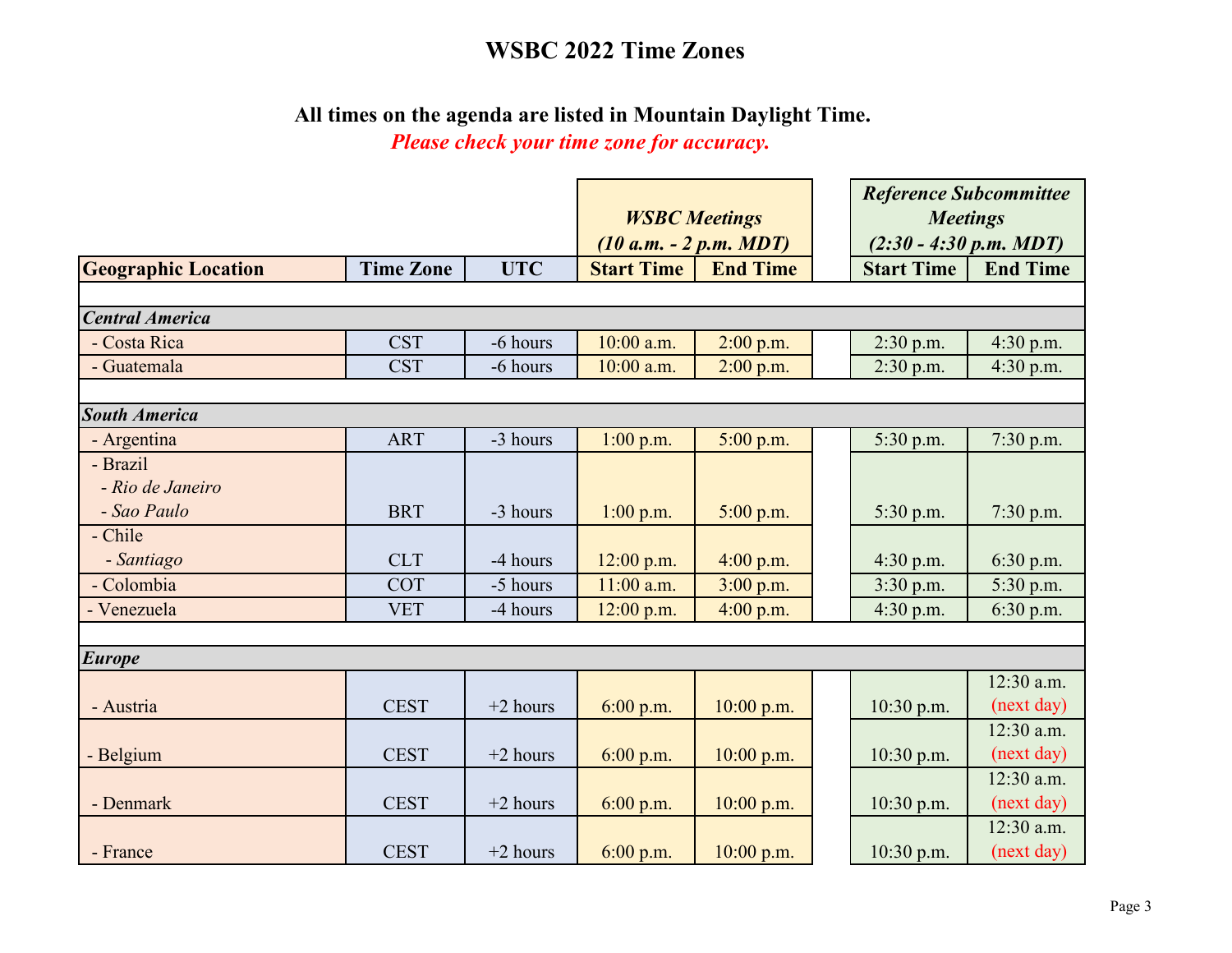# WSBC 2022 Time Zones

**All times on the agenda are listed in Mountain Daylight Time.**

***Please check your time zone for accuracy.***

| | | | ***WSBC Meetings (10 a.m. - 2 p.m. MDT)*** | | ***Reference Subcommittee Meetings (2:30 - 4:30 p.m. MDT)*** | |
|---|---|---|---|---|---|---|
| **Geographic Location** | **Time Zone** | **UTC** | **Start Time** | **End Time** | **Start Time** | **End Time** |
| ***Central America*** | | | | | | |
| - Costa Rica | CST | -6 hours | 10:00 a.m. | 2:00 p.m. | 2:30 p.m. | 4:30 p.m. |
| - Guatemala | CST | -6 hours | 10:00 a.m. | 2:00 p.m. | 2:30 p.m. | 4:30 p.m. |
| ***South America*** | | | | | | |
| - Argentina | ART | -3 hours | 1:00 p.m. | 5:00 p.m. | 5:30 p.m. | 7:30 p.m. |
| - Brazil<br>- *Rio de Janeiro*<br>- *Sao Paulo* | BRT | -3 hours | 1:00 p.m. | 5:00 p.m. | 5:30 p.m. | 7:30 p.m. |
| - Chile<br>- *Santiago* | CLT | -4 hours | 12:00 p.m. | 4:00 p.m. | 4:30 p.m. | 6:30 p.m. |
| - Colombia | COT | -5 hours | 11:00 a.m. | 3:00 p.m. | 3:30 p.m. | 5:30 p.m. |
| - Venezuela | VET | -4 hours | 12:00 p.m. | 4:00 p.m. | 4:30 p.m. | 6:30 p.m. |
| ***Europe*** | | | | | | |
| - Austria | CEST | +2 hours | 6:00 p.m. | 10:00 p.m. | 10:30 p.m. | 12:30 a.m. (next day) |
| - Belgium | CEST | +2 hours | 6:00 p.m. | 10:00 p.m. | 10:30 p.m. | 12:30 a.m. (next day) |
| - Denmark | CEST | +2 hours | 6:00 p.m. | 10:00 p.m. | 10:30 p.m. | 12:30 a.m. (next day) |
| - France | CEST | +2 hours | 6:00 p.m. | 10:00 p.m. | 10:30 p.m. | 12:30 a.m. (next day) |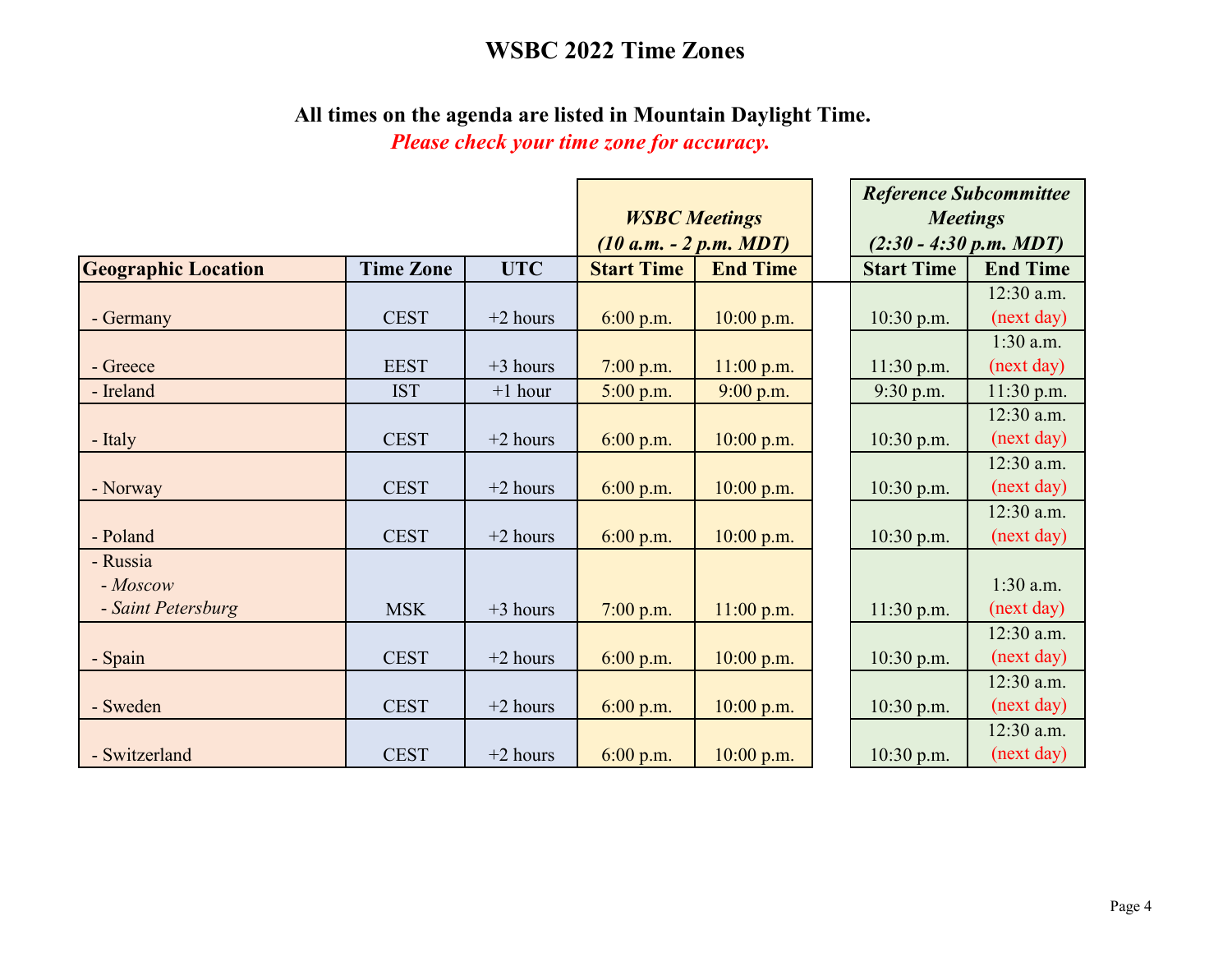# WSBC 2022 Time Zones

**All times on the agenda are listed in Mountain Daylight Time.**

***Please check your time zone for accuracy.***

| | | | *WSBC Meetings (10 a.m. - 2 p.m. MDT)* | | *Reference Subcommittee Meetings (2:30 - 4:30 p.m. MDT)* | |
|---|---|---|---|---|---|---|
| **Geographic Location** | **Time Zone** | **UTC** | **Start Time** | **End Time** | **Start Time** | **End Time** |
| - Germany | CEST | +2 hours | 6:00 p.m. | 10:00 p.m. | 10:30 p.m. | 12:30 a.m. (next day) |
| - Greece | EEST | +3 hours | 7:00 p.m. | 11:00 p.m. | 11:30 p.m. | 1:30 a.m. (next day) |
| - Ireland | IST | +1 hour | 5:00 p.m. | 9:00 p.m. | 9:30 p.m. | 11:30 p.m. |
| - Italy | CEST | +2 hours | 6:00 p.m. | 10:00 p.m. | 10:30 p.m. | 12:30 a.m. (next day) |
| - Norway | CEST | +2 hours | 6:00 p.m. | 10:00 p.m. | 10:30 p.m. | 12:30 a.m. (next day) |
| - Poland | CEST | +2 hours | 6:00 p.m. | 10:00 p.m. | 10:30 p.m. | 12:30 a.m. (next day) |
| - Russia<br>- *Moscow*<br>- *Saint Petersburg* | MSK | +3 hours | 7:00 p.m. | 11:00 p.m. | 11:30 p.m. | 1:30 a.m. (next day) |
| - Spain | CEST | +2 hours | 6:00 p.m. | 10:00 p.m. | 10:30 p.m. | 12:30 a.m. (next day) |
| - Sweden | CEST | +2 hours | 6:00 p.m. | 10:00 p.m. | 10:30 p.m. | 12:30 a.m. (next day) |
| - Switzerland | CEST | +2 hours | 6:00 p.m. | 10:00 p.m. | 10:30 p.m. | 12:30 a.m. (next day) |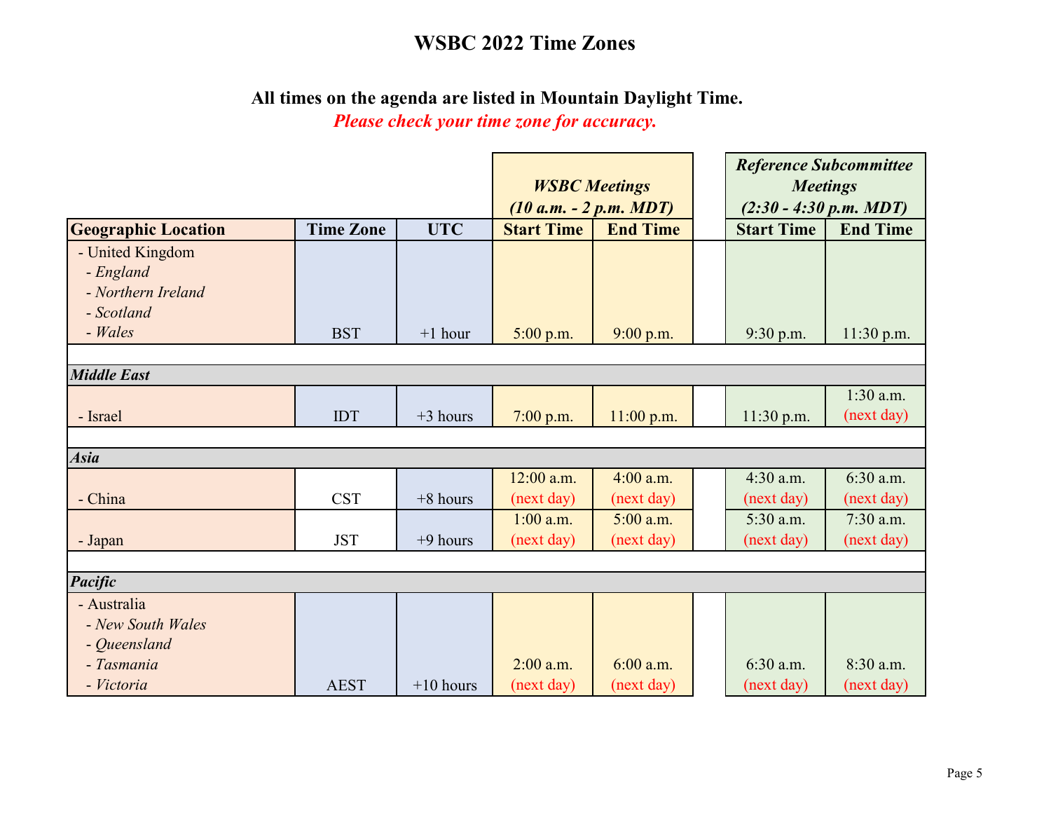# WSBC 2022 Time Zones

**All times on the agenda are listed in Mountain Daylight Time.**

***Please check your time zone for accuracy.***

| | | | ***WSBC Meetings (10 a.m. - 2 p.m. MDT)*** | | | ***Reference Subcommittee Meetings (2:30 - 4:30 p.m. MDT)*** | |
|---|---|---|---|---|---|---|---|
| **Geographic Location** | **Time Zone** | **UTC** | **Start Time** | **End Time** | | **Start Time** | **End Time** |
| - United Kingdom<br>- *England*<br>- *Northern Ireland*<br>- *Scotland*<br>- *Wales* | BST | +1 hour | 5:00 p.m. | 9:00 p.m. | | 9:30 p.m. | 11:30 p.m. |
| ***Middle East*** | | | | | | | |
| - Israel | IDT | +3 hours | 7:00 p.m. | 11:00 p.m. | | 11:30 p.m. | 1:30 a.m. (next day) |
| ***Asia*** | | | | | | | |
| - China | CST | +8 hours | 12:00 a.m. (next day) | 4:00 a.m. (next day) | | 4:30 a.m. (next day) | 6:30 a.m. (next day) |
| - Japan | JST | +9 hours | 1:00 a.m. (next day) | 5:00 a.m. (next day) | | 5:30 a.m. (next day) | 7:30 a.m. (next day) |
| ***Pacific*** | | | | | | | |
| - Australia<br>- *New South Wales*<br>- *Queensland*<br>- *Tasmania*<br>- *Victoria* | AEST | +10 hours | 2:00 a.m. (next day) | 6:00 a.m. (next day) | | 6:30 a.m. (next day) | 8:30 a.m. (next day) |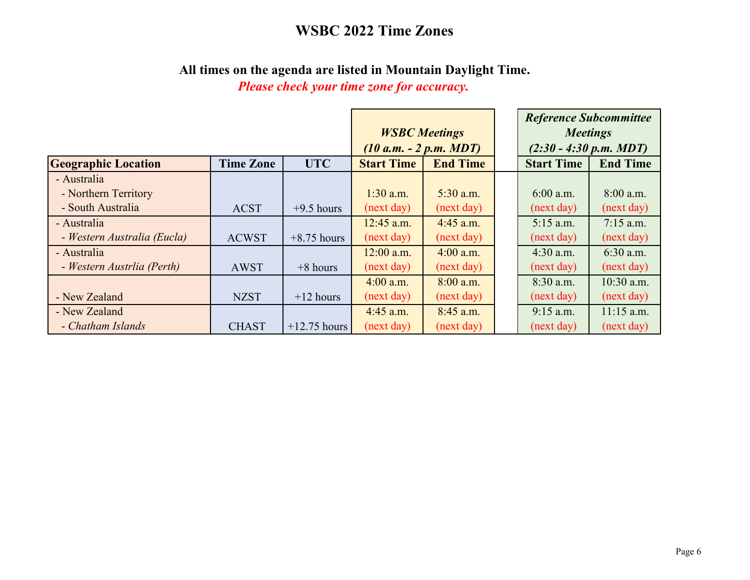# WSBC 2022 Time Zones

**All times on the agenda are listed in Mountain Daylight Time.**

***Please check your time zone for accuracy.***

| | | | ***WSBC Meetings (10 a.m. - 2 p.m. MDT)*** | | ***Reference Subcommittee Meetings (2:30 - 4:30 p.m. MDT)*** | |
|---|---|---|---|---|---|---|
| **Geographic Location** | **Time Zone** | **UTC** | **Start Time** | **End Time** | **Start Time** | **End Time** |
| - Australia<br>- Northern Territory<br>- South Australia | ACST | +9.5 hours | 1:30 a.m. (next day) | 5:30 a.m. (next day) | 6:00 a.m. (next day) | 8:00 a.m. (next day) |
| - Australia<br>- *Western Australia (Eucla)* | ACWST | +8.75 hours | 12:45 a.m. (next day) | 4:45 a.m. (next day) | 5:15 a.m. (next day) | 7:15 a.m. (next day) |
| - Australia<br>- *Western Austrlia (Perth)* | AWST | +8 hours | 12:00 a.m. (next day) | 4:00 a.m. (next day) | 4:30 a.m. (next day) | 6:30 a.m. (next day) |
| - New Zealand | NZST | +12 hours | 4:00 a.m. (next day) | 8:00 a.m. (next day) | 8:30 a.m. (next day) | 10:30 a.m. (next day) |
| - New Zealand<br>- *Chatham Islands* | CHAST | +12.75 hours | 4:45 a.m. (next day) | 8:45 a.m. (next day) | 9:15 a.m. (next day) | 11:15 a.m. (next day) |